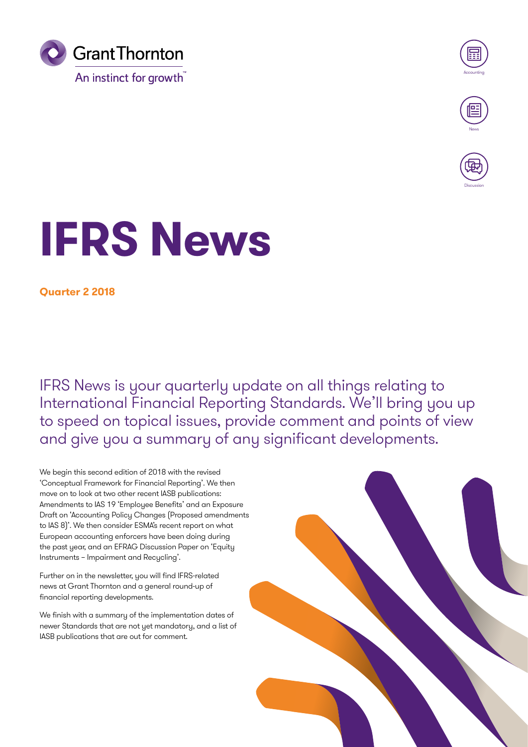Grant Thornton

An instinct for growth™

Accounting

News

Discussion

# IFRS News

**Quarter 2 2018**

IFRS News is your quarterly update on all things relating to International Financial Reporting Standards. We'll bring you up to speed on topical issues, provide comment and points of view and give you a summary of any significant developments.

We begin this second edition of 2018 with the revised 'Conceptual Framework for Financial Reporting'. We then move on to look at two other recent IASB publications: Amendments to IAS 19 'Employee Benefits' and an Exposure Draft on 'Accounting Policy Changes (Proposed amendments to IAS 8)'. We then consider ESMA's recent report on what European accounting enforcers have been doing during the past year, and an EFRAG Discussion Paper on 'Equity Instruments – Impairment and Recycling'.

Further on in the newsletter, you will find IFRS-related news at Grant Thornton and a general round-up of financial reporting developments.

We finish with a summary of the implementation dates of newer Standards that are not yet mandatory, and a list of IASB publications that are out for comment.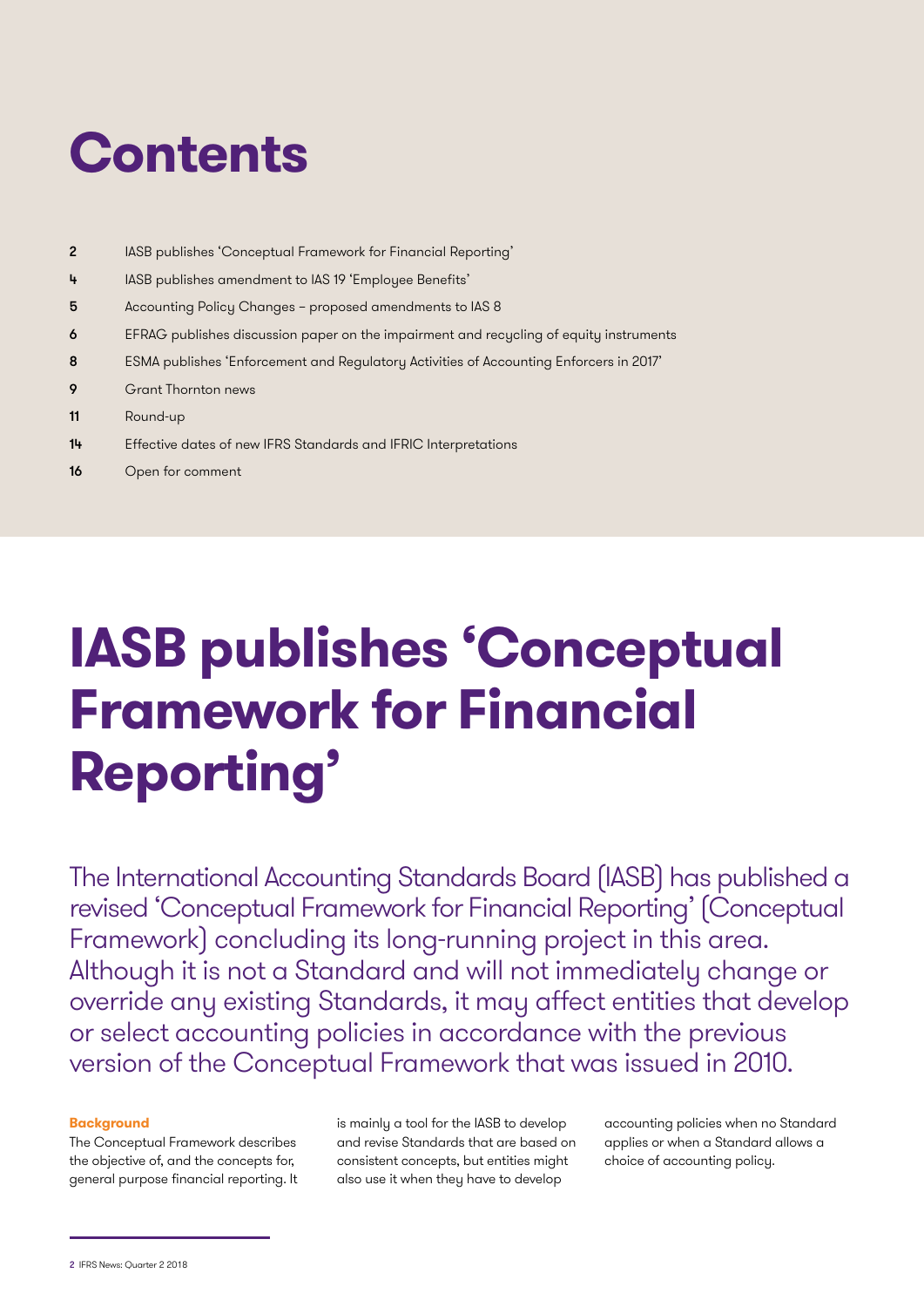# Contents

| | |
|---|---|
| 2 | IASB publishes 'Conceptual Framework for Financial Reporting' |
| 4 | IASB publishes amendment to IAS 19 'Employee Benefits' |
| 5 | Accounting Policy Changes – proposed amendments to IAS 8 |
| 6 | EFRAG publishes discussion paper on the impairment and recycling of equity instruments |
| 8 | ESMA publishes 'Enforcement and Regulatory Activities of Accounting Enforcers in 2017' |
| 9 | Grant Thornton news |
| 11 | Round-up |
| 14 | Effective dates of new IFRS Standards and IFRIC Interpretations |
| 16 | Open for comment |

# IASB publishes 'Conceptual Framework for Financial Reporting'

The International Accounting Standards Board (IASB) has published a revised 'Conceptual Framework for Financial Reporting' (Conceptual Framework) concluding its long-running project in this area. Although it is not a Standard and will not immediately change or override any existing Standards, it may affect entities that develop or select accounting policies in accordance with the previous version of the Conceptual Framework that was issued in 2010.

**Background**

The Conceptual Framework describes the objective of, and the concepts for, general purpose financial reporting. It is mainly a tool for the IASB to develop and revise Standards that are based on consistent concepts, but entities might also use it when they have to develop accounting policies when no Standard applies or when a Standard allows a choice of accounting policy.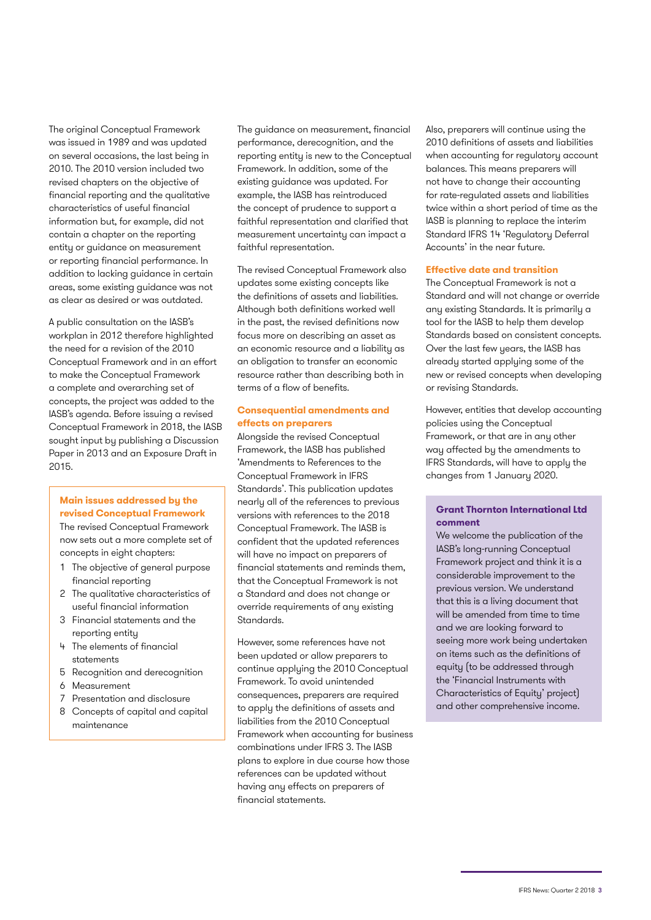The original Conceptual Framework was issued in 1989 and was updated on several occasions, the last being in 2010. The 2010 version included two revised chapters on the objective of financial reporting and the qualitative characteristics of useful financial information but, for example, did not contain a chapter on the reporting entity or guidance on measurement or reporting financial performance. In addition to lacking guidance in certain areas, some existing guidance was not as clear as desired or was outdated.

A public consultation on the IASB's workplan in 2012 therefore highlighted the need for a revision of the 2010 Conceptual Framework and in an effort to make the Conceptual Framework a complete and overarching set of concepts, the project was added to the IASB's agenda. Before issuing a revised Conceptual Framework in 2018, the IASB sought input by publishing a Discussion Paper in 2013 and an Exposure Draft in 2015.

### Main issues addressed by the revised Conceptual Framework

The revised Conceptual Framework now sets out a more complete set of concepts in eight chapters:

1. The objective of general purpose financial reporting
2. The qualitative characteristics of useful financial information
3. Financial statements and the reporting entity
4. The elements of financial statements
5. Recognition and derecognition
6. Measurement
7. Presentation and disclosure
8. Concepts of capital and capital maintenance

The guidance on measurement, financial performance, derecognition, and the reporting entity is new to the Conceptual Framework. In addition, some of the existing guidance was updated. For example, the IASB has reintroduced the concept of prudence to support a faithful representation and clarified that measurement uncertainty can impact a faithful representation.

The revised Conceptual Framework also updates some existing concepts like the definitions of assets and liabilities. Although both definitions worked well in the past, the revised definitions now focus more on describing an asset as an economic resource and a liability as an obligation to transfer an economic resource rather than describing both in terms of a flow of benefits.

### Consequential amendments and effects on preparers

Alongside the revised Conceptual Framework, the IASB has published 'Amendments to References to the Conceptual Framework in IFRS Standards'. This publication updates nearly all of the references to previous versions with references to the 2018 Conceptual Framework. The IASB is confident that the updated references will have no impact on preparers of financial statements and reminds them, that the Conceptual Framework is not a Standard and does not change or override requirements of any existing Standards.

However, some references have not been updated or allow preparers to continue applying the 2010 Conceptual Framework. To avoid unintended consequences, preparers are required to apply the definitions of assets and liabilities from the 2010 Conceptual Framework when accounting for business combinations under IFRS 3. The IASB plans to explore in due course how those references can be updated without having any effects on preparers of financial statements.

Also, preparers will continue using the 2010 definitions of assets and liabilities when accounting for regulatory account balances. This means preparers will not have to change their accounting for rate-regulated assets and liabilities twice within a short period of time as the IASB is planning to replace the interim Standard IFRS 14 'Regulatory Deferral Accounts' in the near future.

### Effective date and transition

The Conceptual Framework is not a Standard and will not change or override any existing Standards. It is primarily a tool for the IASB to help them develop Standards based on consistent concepts. Over the last few years, the IASB has already started applying some of the new or revised concepts when developing or revising Standards.

However, entities that develop accounting policies using the Conceptual Framework, or that are in any other way affected by the amendments to IFRS Standards, will have to apply the changes from 1 January 2020.

### Grant Thornton International Ltd comment

We welcome the publication of the IASB's long-running Conceptual Framework project and think it is a considerable improvement to the previous version. We understand that this is a living document that will be amended from time to time and we are looking forward to seeing more work being undertaken on items such as the definitions of equity (to be addressed through the 'Financial Instruments with Characteristics of Equity' project) and other comprehensive income.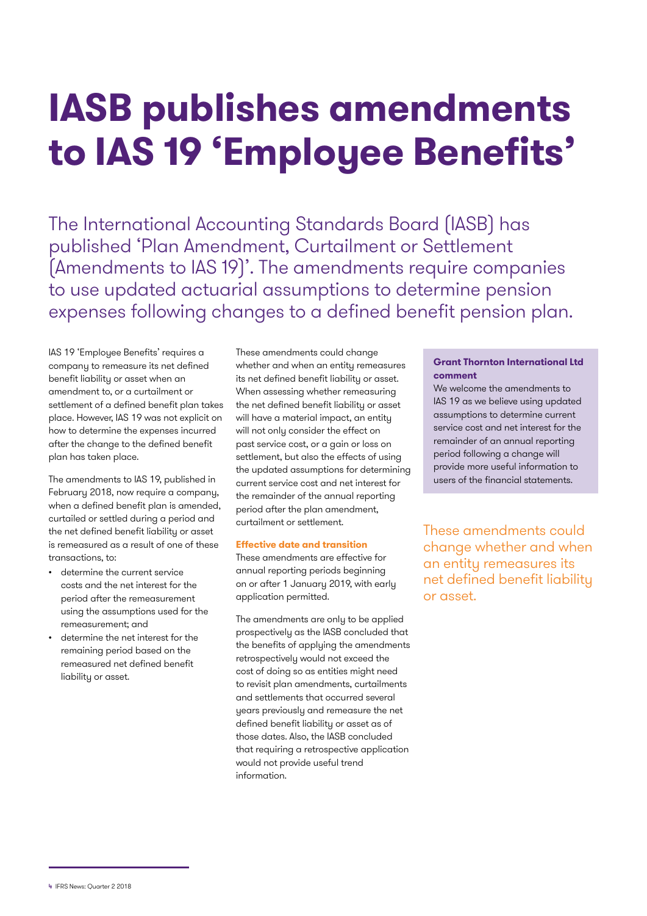# IASB publishes amendments to IAS 19 'Employee Benefits'

The International Accounting Standards Board (IASB) has published 'Plan Amendment, Curtailment or Settlement (Amendments to IAS 19)'. The amendments require companies to use updated actuarial assumptions to determine pension expenses following changes to a defined benefit pension plan.

IAS 19 'Employee Benefits' requires a company to remeasure its net defined benefit liability or asset when an amendment to, or a curtailment or settlement of a defined benefit plan takes place. However, IAS 19 was not explicit on how to determine the expenses incurred after the change to the defined benefit plan has taken place.

The amendments to IAS 19, published in February 2018, now require a company, when a defined benefit plan is amended, curtailed or settled during a period and the net defined benefit liability or asset is remeasured as a result of one of these transactions, to:

- determine the current service costs and the net interest for the period after the remeasurement using the assumptions used for the remeasurement; and
- determine the net interest for the remaining period based on the remeasured net defined benefit liability or asset.

These amendments could change whether and when an entity remeasures its net defined benefit liability or asset. When assessing whether remeasuring the net defined benefit liability or asset will have a material impact, an entity will not only consider the effect on past service cost, or a gain or loss on settlement, but also the effects of using the updated assumptions for determining current service cost and net interest for the remainder of the annual reporting period after the plan amendment, curtailment or settlement.

### Effective date and transition

These amendments are effective for annual reporting periods beginning on or after 1 January 2019, with early application permitted.

The amendments are only to be applied prospectively as the IASB concluded that the benefits of applying the amendments retrospectively would not exceed the cost of doing so as entities might need to revisit plan amendments, curtailments and settlements that occurred several years previously and remeasure the net defined benefit liability or asset as of those dates. Also, the IASB concluded that requiring a retrospective application would not provide useful trend information.

**Grant Thornton International Ltd comment**

We welcome the amendments to IAS 19 as we believe using updated assumptions to determine current service cost and net interest for the remainder of an annual reporting period following a change will provide more useful information to users of the financial statements.

These amendments could change whether and when an entity remeasures its net defined benefit liability or asset.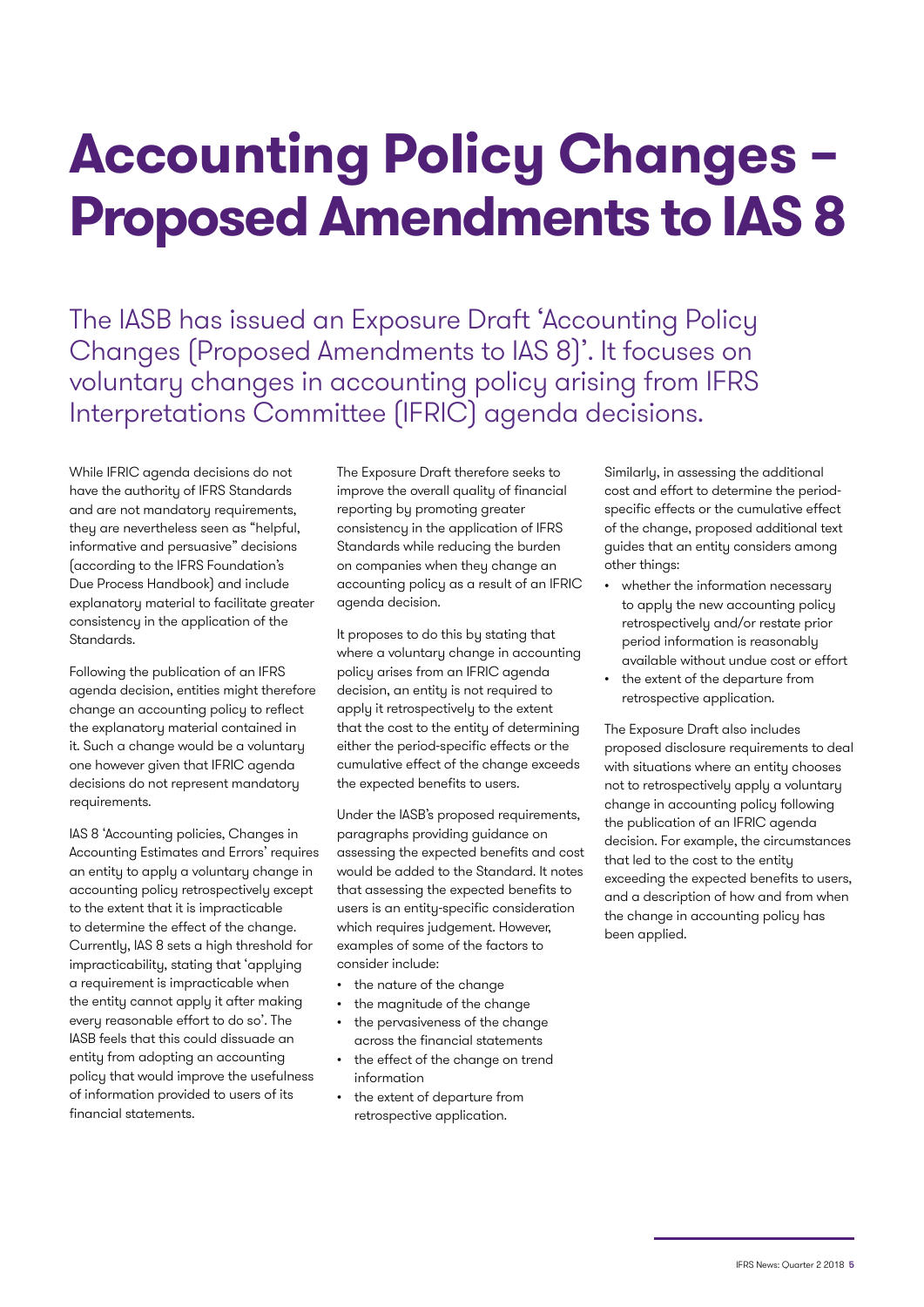# Accounting Policy Changes – Proposed Amendments to IAS 8

The IASB has issued an Exposure Draft 'Accounting Policy Changes (Proposed Amendments to IAS 8)'. It focuses on voluntary changes in accounting policy arising from IFRS Interpretations Committee (IFRIC) agenda decisions.

While IFRIC agenda decisions do not have the authority of IFRS Standards and are not mandatory requirements, they are nevertheless seen as "helpful, informative and persuasive" decisions (according to the IFRS Foundation's Due Process Handbook) and include explanatory material to facilitate greater consistency in the application of the Standards.

Following the publication of an IFRS agenda decision, entities might therefore change an accounting policy to reflect the explanatory material contained in it. Such a change would be a voluntary one however given that IFRIC agenda decisions do not represent mandatory requirements.

IAS 8 'Accounting policies, Changes in Accounting Estimates and Errors' requires an entity to apply a voluntary change in accounting policy retrospectively except to the extent that it is impracticable to determine the effect of the change. Currently, IAS 8 sets a high threshold for impracticability, stating that 'applying a requirement is impracticable when the entity cannot apply it after making every reasonable effort to do so'. The IASB feels that this could dissuade an entity from adopting an accounting policy that would improve the usefulness of information provided to users of its financial statements.

The Exposure Draft therefore seeks to improve the overall quality of financial reporting by promoting greater consistency in the application of IFRS Standards while reducing the burden on companies when they change an accounting policy as a result of an IFRIC agenda decision.

It proposes to do this by stating that where a voluntary change in accounting policy arises from an IFRIC agenda decision, an entity is not required to apply it retrospectively to the extent that the cost to the entity of determining either the period-specific effects or the cumulative effect of the change exceeds the expected benefits to users.

Under the IASB's proposed requirements, paragraphs providing guidance on assessing the expected benefits and cost would be added to the Standard. It notes that assessing the expected benefits to users is an entity-specific consideration which requires judgement. However, examples of some of the factors to consider include:

- the nature of the change
- the magnitude of the change
- the pervasiveness of the change across the financial statements
- the effect of the change on trend information
- the extent of departure from retrospective application.

Similarly, in assessing the additional cost and effort to determine the period-specific effects or the cumulative effect of the change, proposed additional text guides that an entity considers among other things:

- whether the information necessary to apply the new accounting policy retrospectively and/or restate prior period information is reasonably available without undue cost or effort
- the extent of the departure from retrospective application.

The Exposure Draft also includes proposed disclosure requirements to deal with situations where an entity chooses not to retrospectively apply a voluntary change in accounting policy following the publication of an IFRIC agenda decision. For example, the circumstances that led to the cost to the entity exceeding the expected benefits to users, and a description of how and from when the change in accounting policy has been applied.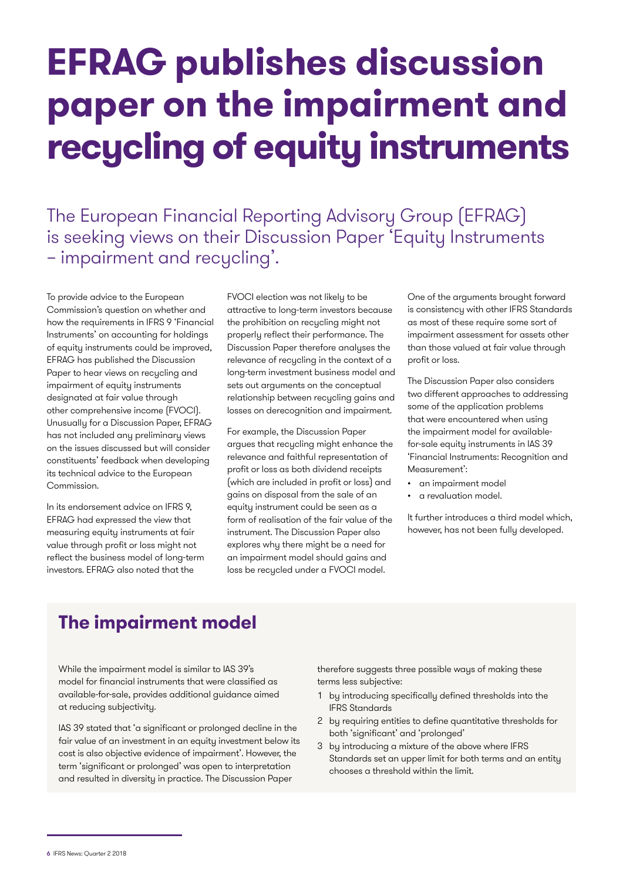# EFRAG publishes discussion paper on the impairment and recycling of equity instruments

The European Financial Reporting Advisory Group (EFRAG) is seeking views on their Discussion Paper 'Equity Instruments – impairment and recycling'.

To provide advice to the European Commission's question on whether and how the requirements in IFRS 9 'Financial Instruments' on accounting for holdings of equity instruments could be improved, EFRAG has published the Discussion Paper to hear views on recycling and impairment of equity instruments designated at fair value through other comprehensive income (FVOCI). Unusually for a Discussion Paper, EFRAG has not included any preliminary views on the issues discussed but will consider constituents' feedback when developing its technical advice to the European Commission.

In its endorsement advice on IFRS 9, EFRAG had expressed the view that measuring equity instruments at fair value through profit or loss might not reflect the business model of long-term investors. EFRAG also noted that the FVOCI election was not likely to be attractive to long-term investors because the prohibition on recycling might not properly reflect their performance. The Discussion Paper therefore analyses the relevance of recycling in the context of a long-term investment business model and sets out arguments on the conceptual relationship between recycling gains and losses on derecognition and impairment.

For example, the Discussion Paper argues that recycling might enhance the relevance and faithful representation of profit or loss as both dividend receipts (which are included in profit or loss) and gains on disposal from the sale of an equity instrument could be seen as a form of realisation of the fair value of the instrument. The Discussion Paper also explores why there might be a need for an impairment model should gains and loss be recycled under a FVOCI model.

One of the arguments brought forward is consistency with other IFRS Standards as most of these require some sort of impairment assessment for assets other than those valued at fair value through profit or loss.

The Discussion Paper also considers two different approaches to addressing some of the application problems that were encountered when using the impairment model for available-for-sale equity instruments in IAS 39 'Financial Instruments: Recognition and Measurement':

- an impairment model
- a revaluation model.

It further introduces a third model which, however, has not been fully developed.

## The impairment model

While the impairment model is similar to IAS 39's model for financial instruments that were classified as available-for-sale, provides additional guidance aimed at reducing subjectivity.

IAS 39 stated that 'a significant or prolonged decline in the fair value of an investment in an equity investment below its cost is also objective evidence of impairment'. However, the term 'significant or prolonged' was open to interpretation and resulted in diversity in practice. The Discussion Paper therefore suggests three possible ways of making these terms less subjective:

1. by introducing specifically defined thresholds into the IFRS Standards
2. by requiring entities to define quantitative thresholds for both 'significant' and 'prolonged'
3. by introducing a mixture of the above where IFRS Standards set an upper limit for both terms and an entity chooses a threshold within the limit.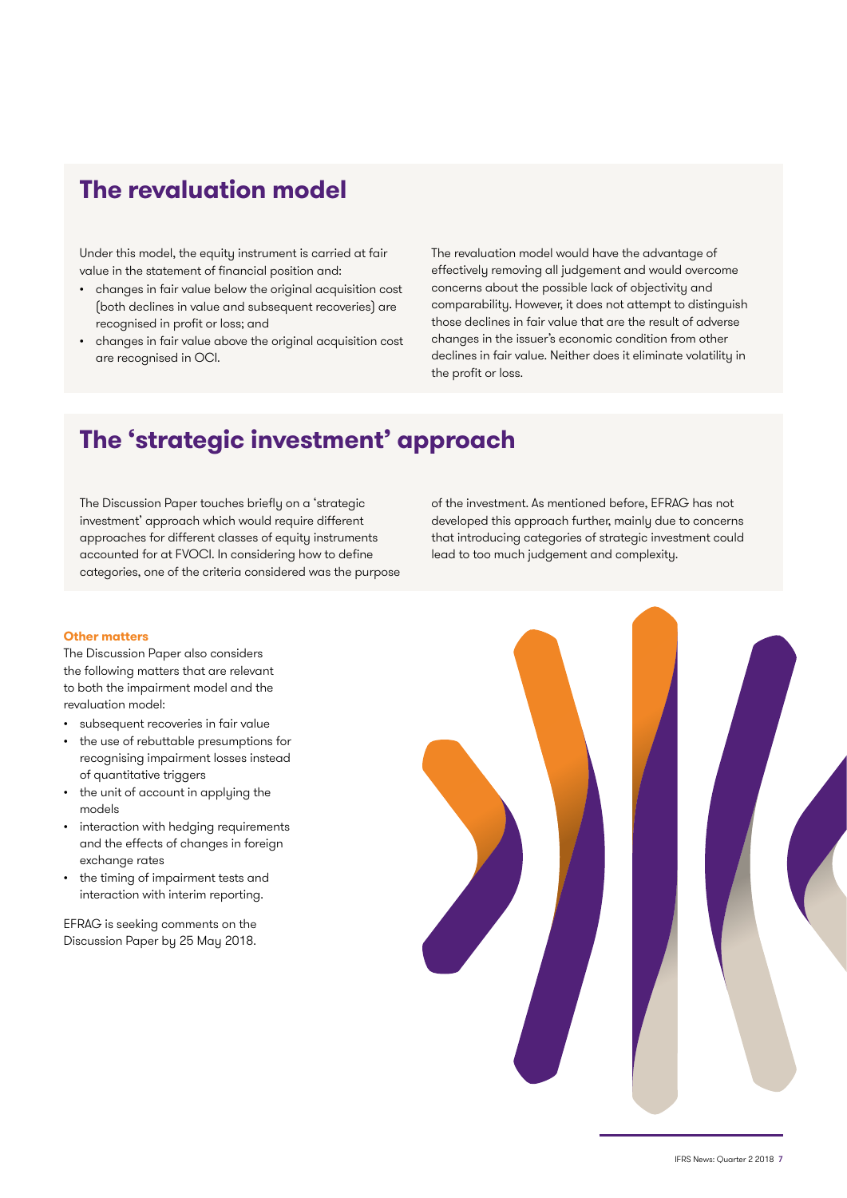## The revaluation model

Under this model, the equity instrument is carried at fair value in the statement of financial position and:

- changes in fair value below the original acquisition cost (both declines in value and subsequent recoveries) are recognised in profit or loss; and
- changes in fair value above the original acquisition cost are recognised in OCI.

The revaluation model would have the advantage of effectively removing all judgement and would overcome concerns about the possible lack of objectivity and comparability. However, it does not attempt to distinguish those declines in fair value that are the result of adverse changes in the issuer's economic condition from other declines in fair value. Neither does it eliminate volatility in the profit or loss.

## The 'strategic investment' approach

The Discussion Paper touches briefly on a 'strategic investment' approach which would require different approaches for different classes of equity instruments accounted for at FVOCI. In considering how to define categories, one of the criteria considered was the purpose of the investment. As mentioned before, EFRAG has not developed this approach further, mainly due to concerns that introducing categories of strategic investment could lead to too much judgement and complexity.

### Other matters

The Discussion Paper also considers the following matters that are relevant to both the impairment model and the revaluation model:

- subsequent recoveries in fair value
- the use of rebuttable presumptions for recognising impairment losses instead of quantitative triggers
- the unit of account in applying the models
- interaction with hedging requirements and the effects of changes in foreign exchange rates
- the timing of impairment tests and interaction with interim reporting.

EFRAG is seeking comments on the Discussion Paper by 25 May 2018.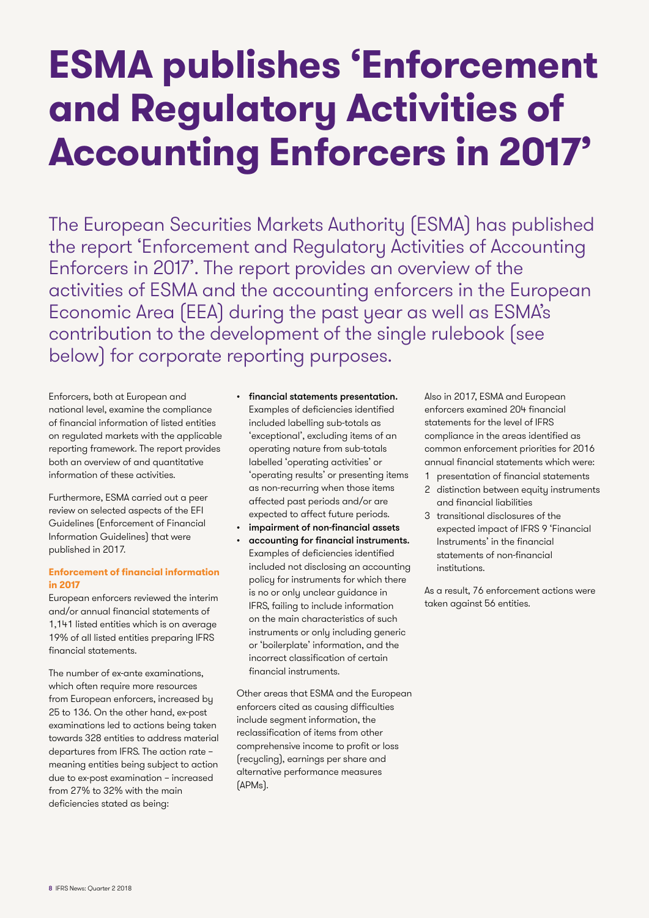# ESMA publishes 'Enforcement and Regulatory Activities of Accounting Enforcers in 2017'

The European Securities Markets Authority (ESMA) has published the report 'Enforcement and Regulatory Activities of Accounting Enforcers in 2017'. The report provides an overview of the activities of ESMA and the accounting enforcers in the European Economic Area (EEA) during the past year as well as ESMA's contribution to the development of the single rulebook (see below) for corporate reporting purposes.

Enforcers, both at European and national level, examine the compliance of financial information of listed entities on regulated markets with the applicable reporting framework. The report provides both an overview of and quantitative information of these activities.

Furthermore, ESMA carried out a peer review on selected aspects of the EFI Guidelines (Enforcement of Financial Information Guidelines) that were published in 2017.

### Enforcement of financial information in 2017

European enforcers reviewed the interim and/or annual financial statements of 1,141 listed entities which is on average 19% of all listed entities preparing IFRS financial statements.

The number of ex-ante examinations, which often require more resources from European enforcers, increased by 25 to 136. On the other hand, ex-post examinations led to actions being taken towards 328 entities to address material departures from IFRS. The action rate – meaning entities being subject to action due to ex-post examination – increased from 27% to 32% with the main deficiencies stated as being:

- **financial statements presentation.** Examples of deficiencies identified included labelling sub-totals as 'exceptional', excluding items of an operating nature from sub-totals labelled 'operating activities' or 'operating results' or presenting items as non-recurring when those items affected past periods and/or are expected to affect future periods.
- **impairment of non-financial assets**
- **accounting for financial instruments.** Examples of deficiencies identified included not disclosing an accounting policy for instruments for which there is no or only unclear guidance in IFRS, failing to include information on the main characteristics of such instruments or only including generic or 'boilerplate' information, and the incorrect classification of certain financial instruments.

Other areas that ESMA and the European enforcers cited as causing difficulties include segment information, the reclassification of items from other comprehensive income to profit or loss (recycling), earnings per share and alternative performance measures (APMs).

Also in 2017, ESMA and European enforcers examined 204 financial statements for the level of IFRS compliance in the areas identified as common enforcement priorities for 2016 annual financial statements which were:

1. presentation of financial statements
2. distinction between equity instruments and financial liabilities
3. transitional disclosures of the expected impact of IFRS 9 'Financial Instruments' in the financial statements of non-financial institutions.

As a result, 76 enforcement actions were taken against 56 entities.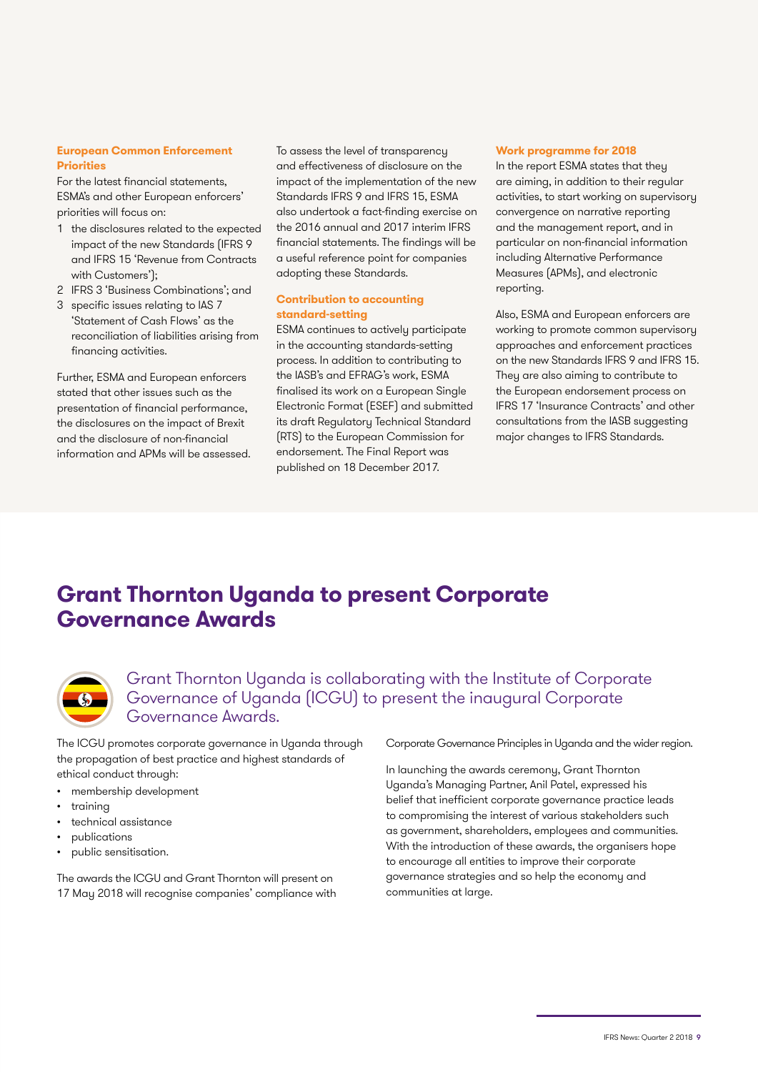#### European Common Enforcement Priorities

For the latest financial statements, ESMA's and other European enforcers' priorities will focus on:

1. the disclosures related to the expected impact of the new Standards (IFRS 9 and IFRS 15 'Revenue from Contracts with Customers');
2. IFRS 3 'Business Combinations'; and
3. specific issues relating to IAS 7 'Statement of Cash Flows' as the reconciliation of liabilities arising from financing activities.

Further, ESMA and European enforcers stated that other issues such as the presentation of financial performance, the disclosures on the impact of Brexit and the disclosure of non-financial information and APMs will be assessed.

To assess the level of transparency and effectiveness of disclosure on the impact of the implementation of the new Standards IFRS 9 and IFRS 15, ESMA also undertook a fact-finding exercise on the 2016 annual and 2017 interim IFRS financial statements. The findings will be a useful reference point for companies adopting these Standards.

#### Contribution to accounting standard-setting

ESMA continues to actively participate in the accounting standards-setting process. In addition to contributing to the IASB's and EFRAG's work, ESMA finalised its work on a European Single Electronic Format (ESEF) and submitted its draft Regulatory Technical Standard (RTS) to the European Commission for endorsement. The Final Report was published on 18 December 2017.

#### Work programme for 2018

In the report ESMA states that they are aiming, in addition to their regular activities, to start working on supervisory convergence on narrative reporting and the management report, and in particular on non-financial information including Alternative Performance Measures (APMs), and electronic reporting.

Also, ESMA and European enforcers are working to promote common supervisory approaches and enforcement practices on the new Standards IFRS 9 and IFRS 15. They are also aiming to contribute to the European endorsement process on IFRS 17 'Insurance Contracts' and other consultations from the IASB suggesting major changes to IFRS Standards.

# Grant Thornton Uganda to present Corporate Governance Awards

Grant Thornton Uganda is collaborating with the Institute of Corporate Governance of Uganda (ICGU) to present the inaugural Corporate Governance Awards.

The ICGU promotes corporate governance in Uganda through the propagation of best practice and highest standards of ethical conduct through:

- membership development
- training
- technical assistance
- publications
- public sensitisation.

The awards the ICGU and Grant Thornton will present on 17 May 2018 will recognise companies' compliance with Corporate Governance Principles in Uganda and the wider region.

In launching the awards ceremony, Grant Thornton Uganda's Managing Partner, Anil Patel, expressed his belief that inefficient corporate governance practice leads to compromising the interest of various stakeholders such as government, shareholders, employees and communities. With the introduction of these awards, the organisers hope to encourage all entities to improve their corporate governance strategies and so help the economy and communities at large.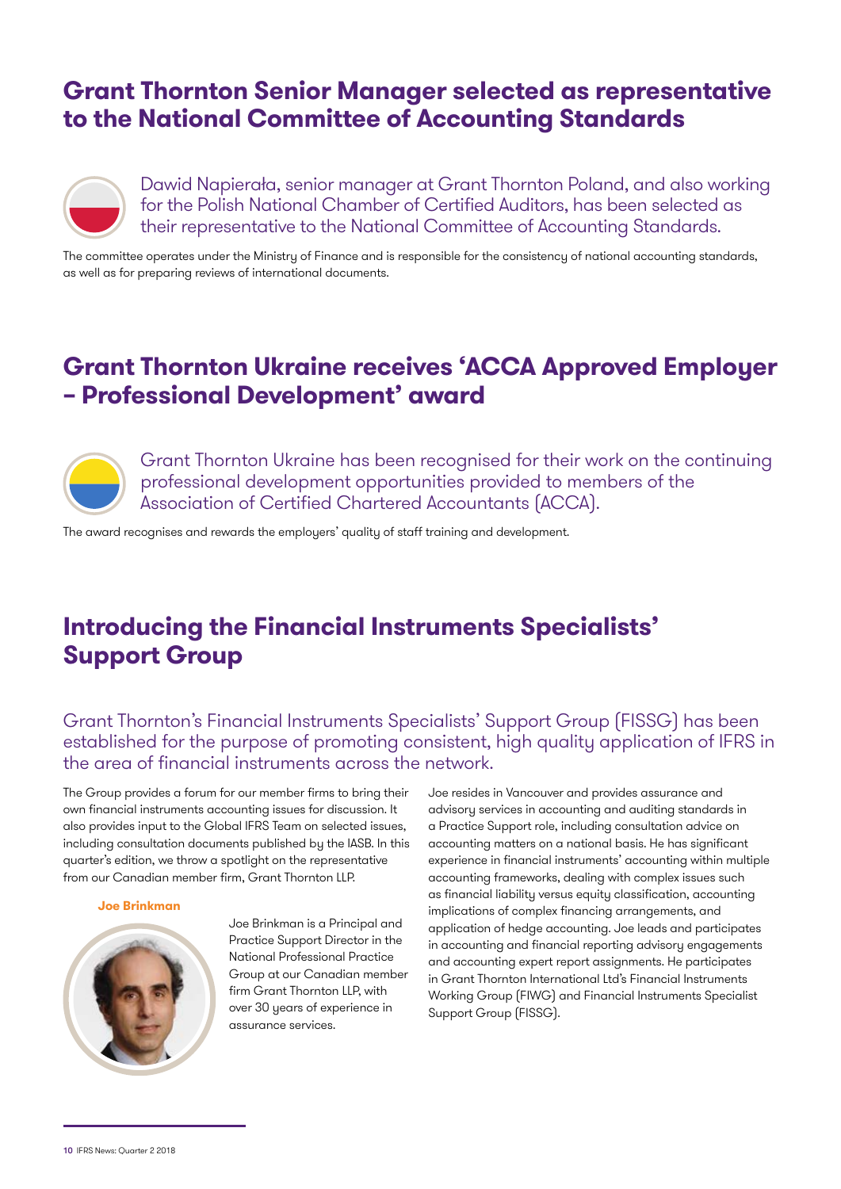## Grant Thornton Senior Manager selected as representative to the National Committee of Accounting Standards

Dawid Napierała, senior manager at Grant Thornton Poland, and also working for the Polish National Chamber of Certified Auditors, has been selected as their representative to the National Committee of Accounting Standards.

The committee operates under the Ministry of Finance and is responsible for the consistency of national accounting standards, as well as for preparing reviews of international documents.

## Grant Thornton Ukraine receives 'ACCA Approved Employer – Professional Development' award

Grant Thornton Ukraine has been recognised for their work on the continuing professional development opportunities provided to members of the Association of Certified Chartered Accountants (ACCA).

The award recognises and rewards the employers' quality of staff training and development.

## Introducing the Financial Instruments Specialists' Support Group

Grant Thornton's Financial Instruments Specialists' Support Group (FISSG) has been established for the purpose of promoting consistent, high quality application of IFRS in the area of financial instruments across the network.

The Group provides a forum for our member firms to bring their own financial instruments accounting issues for discussion. It also provides input to the Global IFRS Team on selected issues, including consultation documents published by the IASB. In this quarter's edition, we throw a spotlight on the representative from our Canadian member firm, Grant Thornton LLP.

**Joe Brinkman**

Joe Brinkman is a Principal and Practice Support Director in the National Professional Practice Group at our Canadian member firm Grant Thornton LLP, with over 30 years of experience in assurance services.

Joe resides in Vancouver and provides assurance and advisory services in accounting and auditing standards in a Practice Support role, including consultation advice on accounting matters on a national basis. He has significant experience in financial instruments' accounting within multiple accounting frameworks, dealing with complex issues such as financial liability versus equity classification, accounting implications of complex financing arrangements, and application of hedge accounting. Joe leads and participates in accounting and financial reporting advisory engagements and accounting expert report assignments. He participates in Grant Thornton International Ltd's Financial Instruments Working Group (FIWG) and Financial Instruments Specialist Support Group (FISSG).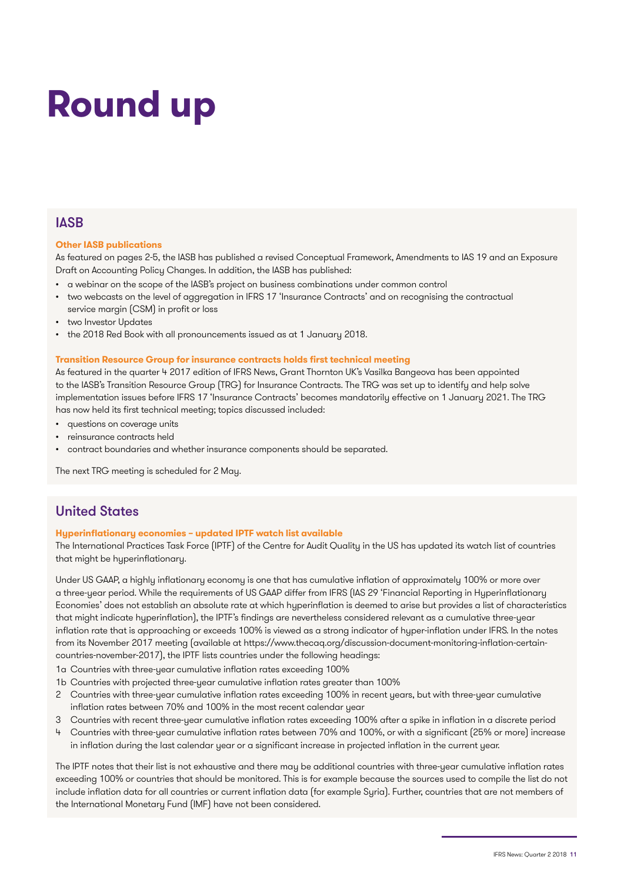# Round up

## IASB

### Other IASB publications

As featured on pages 2-5, the IASB has published a revised Conceptual Framework, Amendments to IAS 19 and an Exposure Draft on Accounting Policy Changes. In addition, the IASB has published:

- a webinar on the scope of the IASB's project on business combinations under common control
- two webcasts on the level of aggregation in IFRS 17 'Insurance Contracts' and on recognising the contractual service margin (CSM) in profit or loss
- two Investor Updates
- the 2018 Red Book with all pronouncements issued as at 1 January 2018.

### Transition Resource Group for insurance contracts holds first technical meeting

As featured in the quarter 4 2017 edition of IFRS News, Grant Thornton UK's Vasilka Bangeova has been appointed to the IASB's Transition Resource Group (TRG) for Insurance Contracts. The TRG was set up to identify and help solve implementation issues before IFRS 17 'Insurance Contracts' becomes mandatorily effective on 1 January 2021. The TRG has now held its first technical meeting; topics discussed included:

- questions on coverage units
- reinsurance contracts held
- contract boundaries and whether insurance components should be separated.

The next TRG meeting is scheduled for 2 May.

## United States

### Hyperinflationary economies – updated IPTF watch list available

The International Practices Task Force (IPTF) of the Centre for Audit Quality in the US has updated its watch list of countries that might be hyperinflationary.

Under US GAAP, a highly inflationary economy is one that has cumulative inflation of approximately 100% or more over a three-year period. While the requirements of US GAAP differ from IFRS (IAS 29 'Financial Reporting in Hyperinflationary Economies' does not establish an absolute rate at which hyperinflation is deemed to arise but provides a list of characteristics that might indicate hyperinflation), the IPTF's findings are nevertheless considered relevant as a cumulative three-year inflation rate that is approaching or exceeds 100% is viewed as a strong indicator of hyper-inflation under IFRS. In the notes from its November 2017 meeting (available at https://www.thecaq.org/discussion-document-monitoring-inflation-certain-countries-november-2017), the IPTF lists countries under the following headings:

1a Countries with three-year cumulative inflation rates exceeding 100%
1b Countries with projected three-year cumulative inflation rates greater than 100%
2 Countries with three-year cumulative inflation rates exceeding 100% in recent years, but with three-year cumulative inflation rates between 70% and 100% in the most recent calendar year
3 Countries with recent three-year cumulative inflation rates exceeding 100% after a spike in inflation in a discrete period
4 Countries with three-year cumulative inflation rates between 70% and 100%, or with a significant (25% or more) increase in inflation during the last calendar year or a significant increase in projected inflation in the current year.

The IPTF notes that their list is not exhaustive and there may be additional countries with three-year cumulative inflation rates exceeding 100% or countries that should be monitored. This is for example because the sources used to compile the list do not include inflation data for all countries or current inflation data (for example Syria). Further, countries that are not members of the International Monetary Fund (IMF) have not been considered.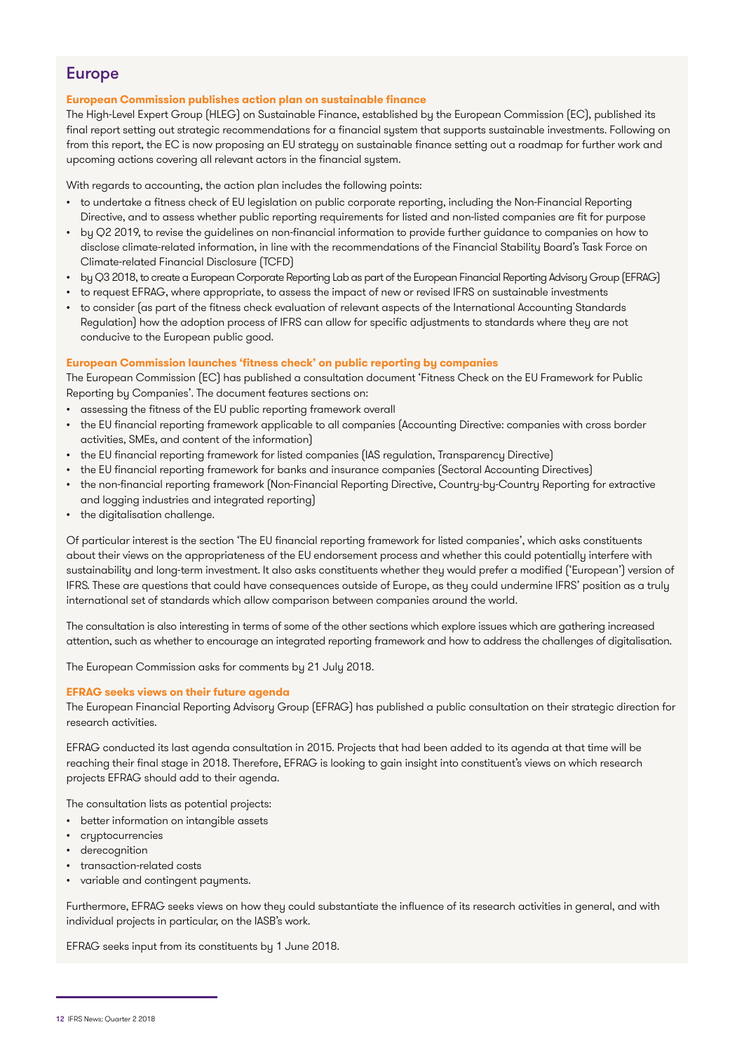## Europe

### European Commission publishes action plan on sustainable finance

The High-Level Expert Group (HLEG) on Sustainable Finance, established by the European Commission (EC), published its final report setting out strategic recommendations for a financial system that supports sustainable investments. Following on from this report, the EC is now proposing an EU strategy on sustainable finance setting out a roadmap for further work and upcoming actions covering all relevant actors in the financial system.

With regards to accounting, the action plan includes the following points:

- to undertake a fitness check of EU legislation on public corporate reporting, including the Non-Financial Reporting Directive, and to assess whether public reporting requirements for listed and non-listed companies are fit for purpose
- by Q2 2019, to revise the guidelines on non-financial information to provide further guidance to companies on how to disclose climate-related information, in line with the recommendations of the Financial Stability Board's Task Force on Climate-related Financial Disclosure (TCFD)
- by Q3 2018, to create a European Corporate Reporting Lab as part of the European Financial Reporting Advisory Group (EFRAG)
- to request EFRAG, where appropriate, to assess the impact of new or revised IFRS on sustainable investments
- to consider (as part of the fitness check evaluation of relevant aspects of the International Accounting Standards Regulation) how the adoption process of IFRS can allow for specific adjustments to standards where they are not conducive to the European public good.

### European Commission launches 'fitness check' on public reporting by companies

The European Commission (EC) has published a consultation document 'Fitness Check on the EU Framework for Public Reporting by Companies'. The document features sections on:

- assessing the fitness of the EU public reporting framework overall
- the EU financial reporting framework applicable to all companies (Accounting Directive: companies with cross border activities, SMEs, and content of the information)
- the EU financial reporting framework for listed companies (IAS regulation, Transparency Directive)
- the EU financial reporting framework for banks and insurance companies (Sectoral Accounting Directives)
- the non-financial reporting framework (Non-Financial Reporting Directive, Country-by-Country Reporting for extractive and logging industries and integrated reporting)
- the digitalisation challenge.

Of particular interest is the section 'The EU financial reporting framework for listed companies', which asks constituents about their views on the appropriateness of the EU endorsement process and whether this could potentially interfere with sustainability and long-term investment. It also asks constituents whether they would prefer a modified ('European') version of IFRS. These are questions that could have consequences outside of Europe, as they could undermine IFRS' position as a truly international set of standards which allow comparison between companies around the world.

The consultation is also interesting in terms of some of the other sections which explore issues which are gathering increased attention, such as whether to encourage an integrated reporting framework and how to address the challenges of digitalisation.

The European Commission asks for comments by 21 July 2018.

### EFRAG seeks views on their future agenda

The European Financial Reporting Advisory Group (EFRAG) has published a public consultation on their strategic direction for research activities.

EFRAG conducted its last agenda consultation in 2015. Projects that had been added to its agenda at that time will be reaching their final stage in 2018. Therefore, EFRAG is looking to gain insight into constituent's views on which research projects EFRAG should add to their agenda.

The consultation lists as potential projects:

- better information on intangible assets
- cryptocurrencies
- derecognition
- transaction-related costs
- variable and contingent payments.

Furthermore, EFRAG seeks views on how they could substantiate the influence of its research activities in general, and with individual projects in particular, on the IASB's work.

EFRAG seeks input from its constituents by 1 June 2018.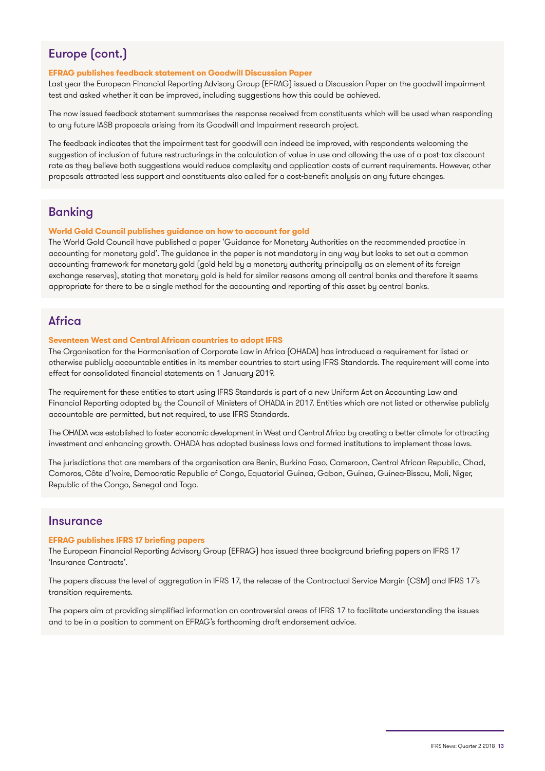## Europe (cont.)

### EFRAG publishes feedback statement on Goodwill Discussion Paper

Last year the European Financial Reporting Advisory Group (EFRAG) issued a Discussion Paper on the goodwill impairment test and asked whether it can be improved, including suggestions how this could be achieved.

The now issued feedback statement summarises the response received from constituents which will be used when responding to any future IASB proposals arising from its Goodwill and Impairment research project.

The feedback indicates that the impairment test for goodwill can indeed be improved, with respondents welcoming the suggestion of inclusion of future restructurings in the calculation of value in use and allowing the use of a post-tax discount rate as they believe both suggestions would reduce complexity and application costs of current requirements. However, other proposals attracted less support and constituents also called for a cost-benefit analysis on any future changes.

## Banking

### World Gold Council publishes guidance on how to account for gold

The World Gold Council have published a paper 'Guidance for Monetary Authorities on the recommended practice in accounting for monetary gold'. The guidance in the paper is not mandatory in any way but looks to set out a common accounting framework for monetary gold (gold held by a monetary authority principally as an element of its foreign exchange reserves), stating that monetary gold is held for similar reasons among all central banks and therefore it seems appropriate for there to be a single method for the accounting and reporting of this asset by central banks.

## Africa

### Seventeen West and Central African countries to adopt IFRS

The Organisation for the Harmonisation of Corporate Law in Africa (OHADA) has introduced a requirement for listed or otherwise publicly accountable entities in its member countries to start using IFRS Standards. The requirement will come into effect for consolidated financial statements on 1 January 2019.

The requirement for these entities to start using IFRS Standards is part of a new Uniform Act on Accounting Law and Financial Reporting adopted by the Council of Ministers of OHADA in 2017. Entities which are not listed or otherwise publicly accountable are permitted, but not required, to use IFRS Standards.

The OHADA was established to foster economic development in West and Central Africa by creating a better climate for attracting investment and enhancing growth. OHADA has adopted business laws and formed institutions to implement those laws.

The jurisdictions that are members of the organisation are Benin, Burkina Faso, Cameroon, Central African Republic, Chad, Comoros, Côte d'Ivoire, Democratic Republic of Congo, Equatorial Guinea, Gabon, Guinea, Guinea-Bissau, Mali, Niger, Republic of the Congo, Senegal and Togo.

## Insurance

### EFRAG publishes IFRS 17 briefing papers

The European Financial Reporting Advisory Group (EFRAG) has issued three background briefing papers on IFRS 17 'Insurance Contracts'.

The papers discuss the level of aggregation in IFRS 17, the release of the Contractual Service Margin (CSM) and IFRS 17's transition requirements.

The papers aim at providing simplified information on controversial areas of IFRS 17 to facilitate understanding the issues and to be in a position to comment on EFRAG's forthcoming draft endorsement advice.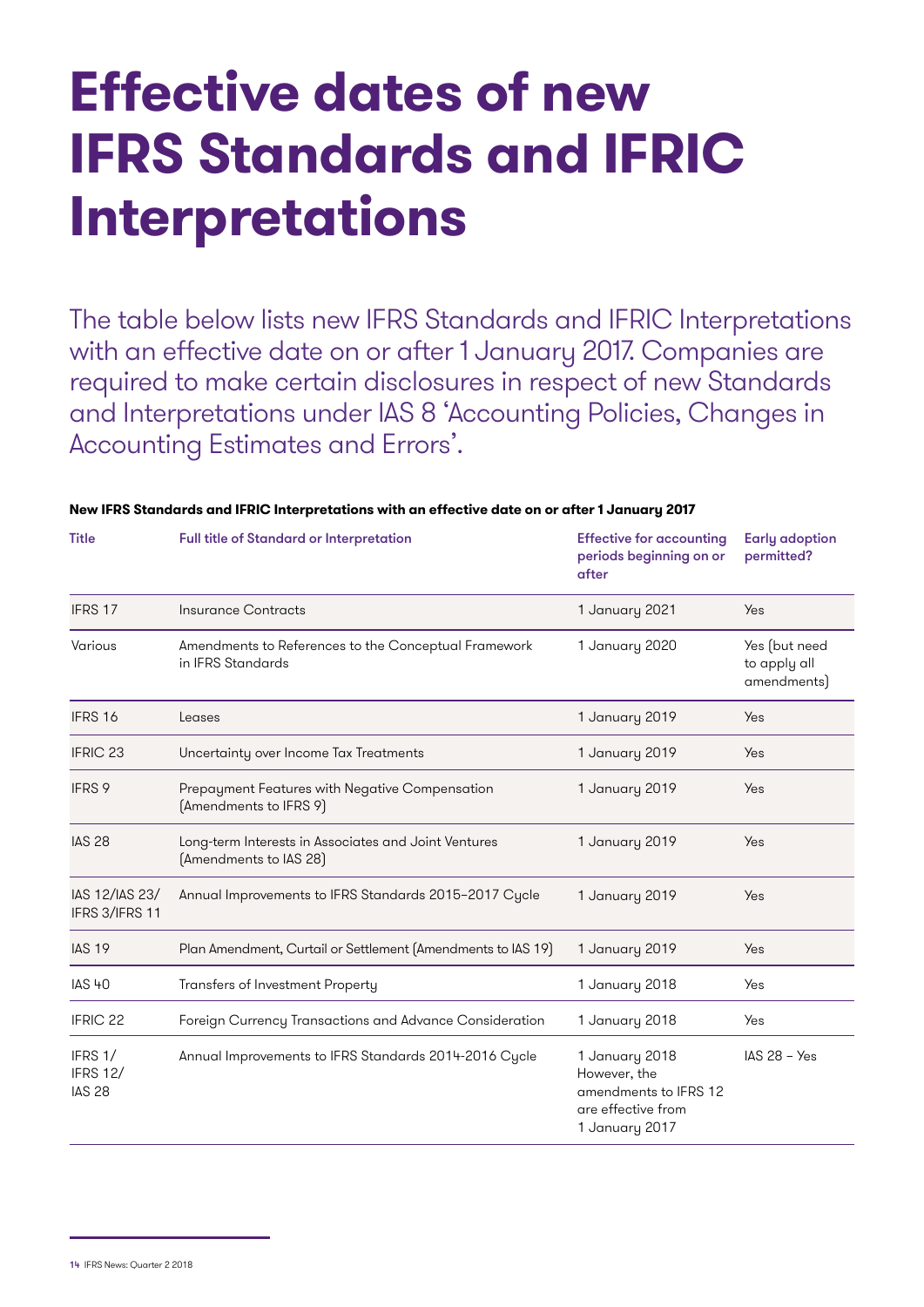# Effective dates of new IFRS Standards and IFRIC Interpretations

The table below lists new IFRS Standards and IFRIC Interpretations with an effective date on or after 1 January 2017. Companies are required to make certain disclosures in respect of new Standards and Interpretations under IAS 8 'Accounting Policies, Changes in Accounting Estimates and Errors'.

**New IFRS Standards and IFRIC Interpretations with an effective date on or after 1 January 2017**

| Title | Full title of Standard or Interpretation | Effective for accounting periods beginning on or after | Early adoption permitted? |
|---|---|---|---|
| IFRS 17 | Insurance Contracts | 1 January 2021 | Yes |
| Various | Amendments to References to the Conceptual Framework in IFRS Standards | 1 January 2020 | Yes (but need to apply all amendments) |
| IFRS 16 | Leases | 1 January 2019 | Yes |
| IFRIC 23 | Uncertainty over Income Tax Treatments | 1 January 2019 | Yes |
| IFRS 9 | Prepayment Features with Negative Compensation (Amendments to IFRS 9) | 1 January 2019 | Yes |
| IAS 28 | Long-term Interests in Associates and Joint Ventures (Amendments to IAS 28) | 1 January 2019 | Yes |
| IAS 12/IAS 23/ IFRS 3/IFRS 11 | Annual Improvements to IFRS Standards 2015–2017 Cycle | 1 January 2019 | Yes |
| IAS 19 | Plan Amendment, Curtail or Settlement (Amendments to IAS 19) | 1 January 2019 | Yes |
| IAS 40 | Transfers of Investment Property | 1 January 2018 | Yes |
| IFRIC 22 | Foreign Currency Transactions and Advance Consideration | 1 January 2018 | Yes |
| IFRS 1/ IFRS 12/ IAS 28 | Annual Improvements to IFRS Standards 2014-2016 Cycle | 1 January 2018 However, the amendments to IFRS 12 are effective from 1 January 2017 | IAS 28 – Yes |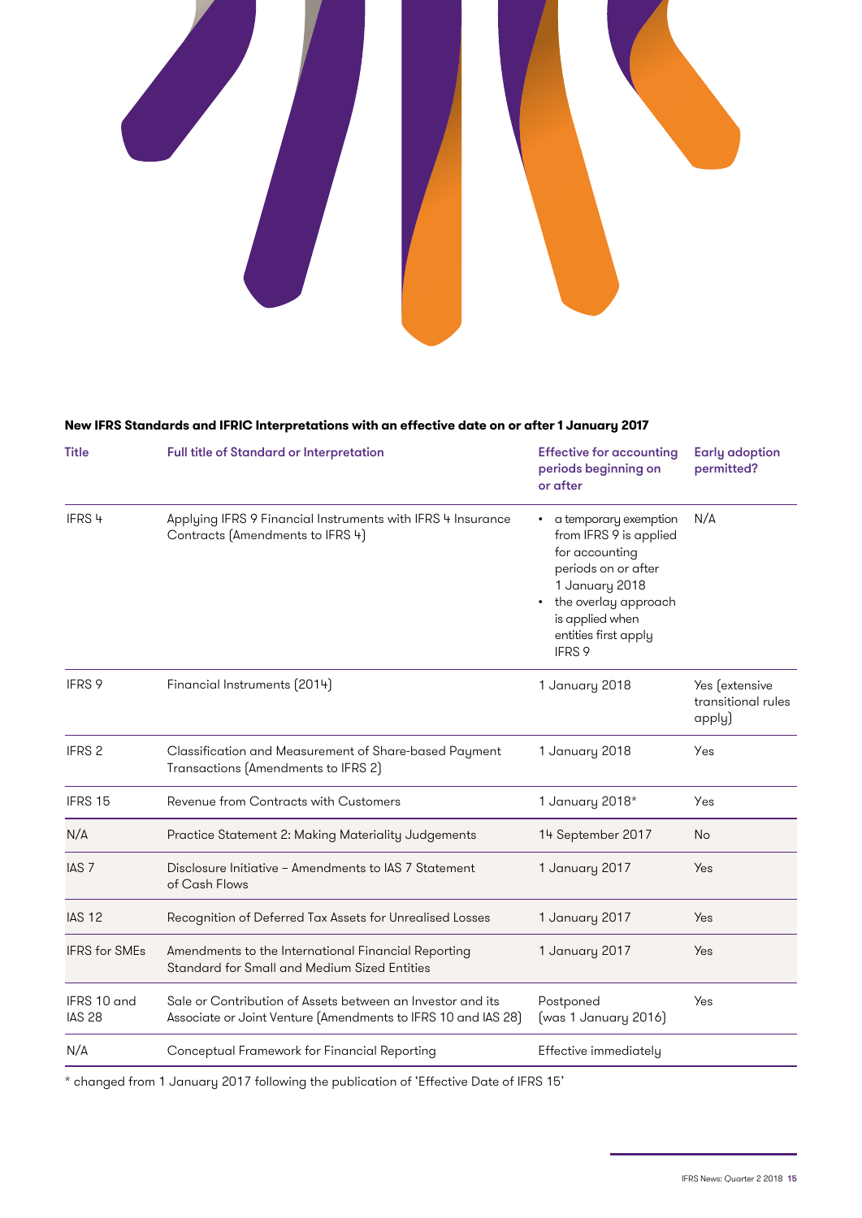**New IFRS Standards and IFRIC Interpretations with an effective date on or after 1 January 2017**

| Title | Full title of Standard or Interpretation | Effective for accounting periods beginning on or after | Early adoption permitted? |
|---|---|---|---|
| IFRS 4 | Applying IFRS 9 Financial Instruments with IFRS 4 Insurance Contracts (Amendments to IFRS 4) | • a temporary exemption from IFRS 9 is applied for accounting periods on or after 1 January 2018<br>• the overlay approach is applied when entities first apply IFRS 9 | N/A |
| IFRS 9 | Financial Instruments (2014) | 1 January 2018 | Yes (extensive transitional rules apply) |
| IFRS 2 | Classification and Measurement of Share-based Payment Transactions (Amendments to IFRS 2) | 1 January 2018 | Yes |
| IFRS 15 | Revenue from Contracts with Customers | 1 January 2018* | Yes |
| N/A | Practice Statement 2: Making Materiality Judgements | 14 September 2017 | No |
| IAS 7 | Disclosure Initiative – Amendments to IAS 7 Statement of Cash Flows | 1 January 2017 | Yes |
| IAS 12 | Recognition of Deferred Tax Assets for Unrealised Losses | 1 January 2017 | Yes |
| IFRS for SMEs | Amendments to the International Financial Reporting Standard for Small and Medium Sized Entities | 1 January 2017 | Yes |
| IFRS 10 and IAS 28 | Sale or Contribution of Assets between an Investor and its Associate or Joint Venture (Amendments to IFRS 10 and IAS 28) | Postponed (was 1 January 2016) | Yes |
| N/A | Conceptual Framework for Financial Reporting | Effective immediately | |

* changed from 1 January 2017 following the publication of 'Effective Date of IFRS 15'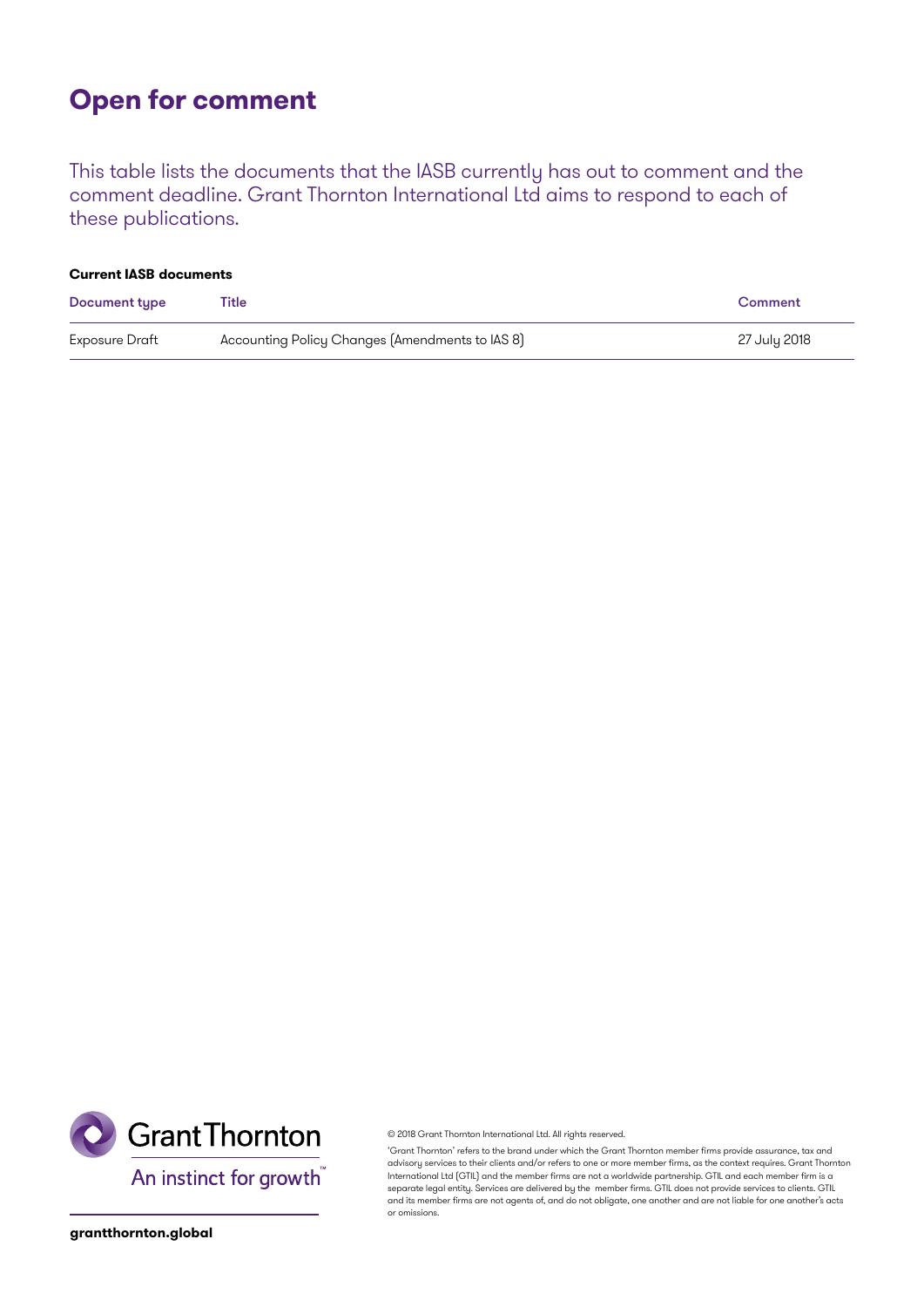# Open for comment

This table lists the documents that the IASB currently has out to comment and the comment deadline. Grant Thornton International Ltd aims to respond to each of these publications.

**Current IASB documents**

| Document type | Title | Comment |
| --- | --- | --- |
| Exposure Draft | Accounting Policy Changes (Amendments to IAS 8) | 27 July 2018 |

Grant Thornton
An instinct for growth™

**grantthornton.global**

© 2018 Grant Thornton International Ltd. All rights reserved.

'Grant Thornton' refers to the brand under which the Grant Thornton member firms provide assurance, tax and advisory services to their clients and/or refers to one or more member firms, as the context requires. Grant Thornton International Ltd (GTIL) and the member firms are not a worldwide partnership. GTIL and each member firm is a separate legal entity. Services are delivered by the member firms. GTIL does not provide services to clients. GTIL and its member firms are not agents of, and do not obligate, one another and are not liable for one another's acts or omissions.